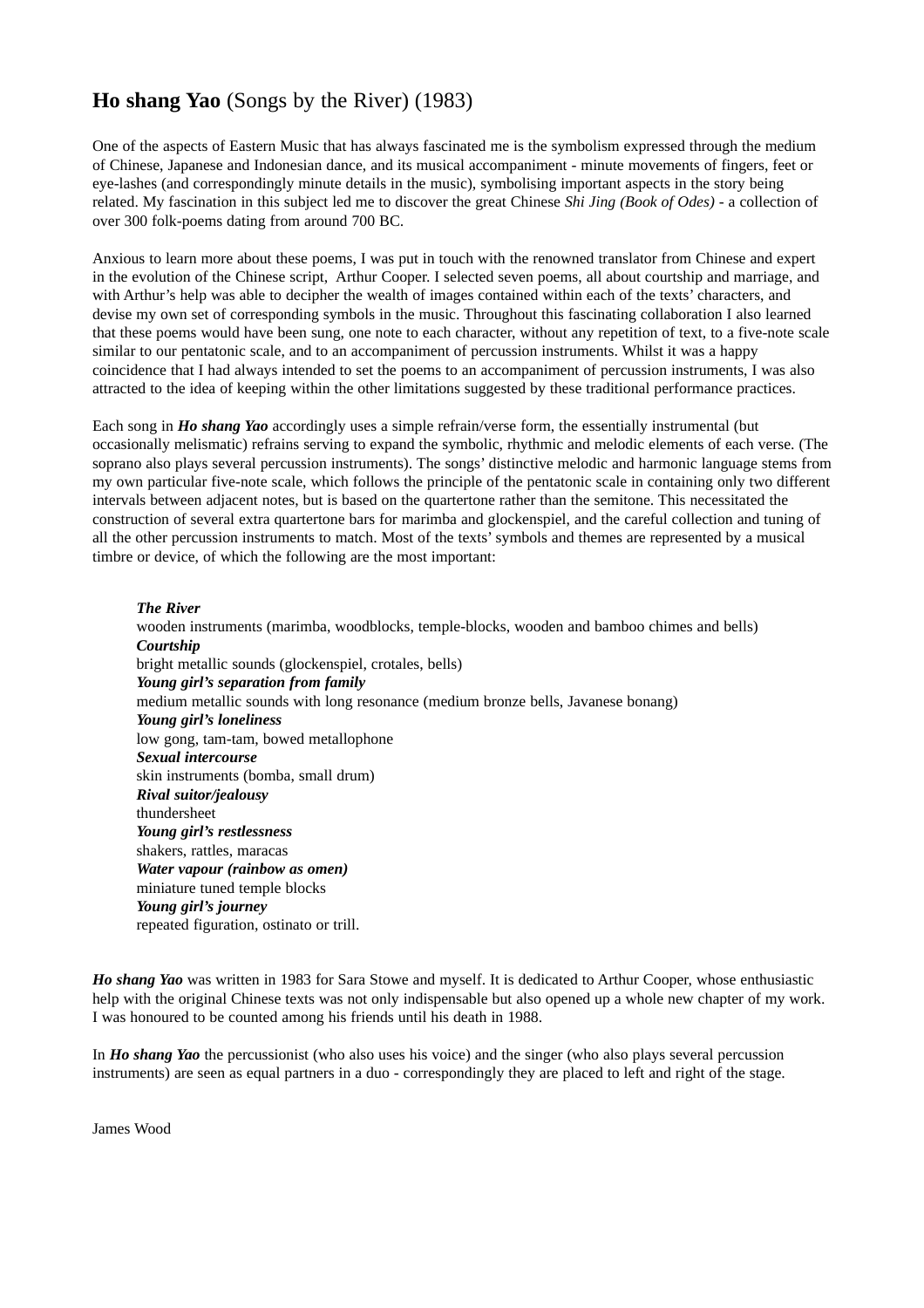# **Ho shang Yao** (Songs by the River) (1983)

One of the aspects of Eastern Music that has always fascinated me is the symbolism expressed through the medium of Chinese, Japanese and Indonesian dance, and its musical accompaniment - minute movements of fingers, feet or eye-lashes (and correspondingly minute details in the music), symbolising important aspects in the story being related. My fascination in this subject led me to discover the great Chinese *Shi Jing (Book of Odes)* - a collection of over 300 folk-poems dating from around 700 BC.

Anxious to learn more about these poems, I was put in touch with the renowned translator from Chinese and expert in the evolution of the Chinese script, Arthur Cooper. I selected seven poems, all about courtship and marriage, and with Arthur's help was able to decipher the wealth of images contained within each of the texts' characters, and devise my own set of corresponding symbols in the music. Throughout this fascinating collaboration I also learned that these poems would have been sung, one note to each character, without any repetition of text, to a five-note scale similar to our pentatonic scale, and to an accompaniment of percussion instruments. Whilst it was a happy coincidence that I had always intended to set the poems to an accompaniment of percussion instruments, I was also attracted to the idea of keeping within the other limitations suggested by these traditional performance practices.

Each song in ***Ho shang Yao*** accordingly uses a simple refrain/verse form, the essentially instrumental (but occasionally melismatic) refrains serving to expand the symbolic, rhythmic and melodic elements of each verse. (The soprano also plays several percussion instruments). The songs' distinctive melodic and harmonic language stems from my own particular five-note scale, which follows the principle of the pentatonic scale in containing only two different intervals between adjacent notes, but is based on the quartertone rather than the semitone. This necessitated the construction of several extra quartertone bars for marimba and glockenspiel, and the careful collection and tuning of all the other percussion instruments to match. Most of the texts' symbols and themes are represented by a musical timbre or device, of which the following are the most important:

***The River***
wooden instruments (marimba, woodblocks, temple-blocks, wooden and bamboo chimes and bells)
***Courtship***
bright metallic sounds (glockenspiel, crotales, bells)
***Young girl's separation from family***
medium metallic sounds with long resonance (medium bronze bells, Javanese bonang)
***Young girl's loneliness***
low gong, tam-tam, bowed metallophone
***Sexual intercourse***
skin instruments (bomba, small drum)
***Rival suitor/jealousy***
thundersheet
***Young girl's restlessness***
shakers, rattles, maracas
***Water vapour (rainbow as omen)***
miniature tuned temple blocks
***Young girl's journey***
repeated figuration, ostinato or trill.

***Ho shang Yao*** was written in 1983 for Sara Stowe and myself. It is dedicated to Arthur Cooper, whose enthusiastic help with the original Chinese texts was not only indispensable but also opened up a whole new chapter of my work. I was honoured to be counted among his friends until his death in 1988.

In ***Ho shang Yao*** the percussionist (who also uses his voice) and the singer (who also plays several percussion instruments) are seen as equal partners in a duo - correspondingly they are placed to left and right of the stage.

James Wood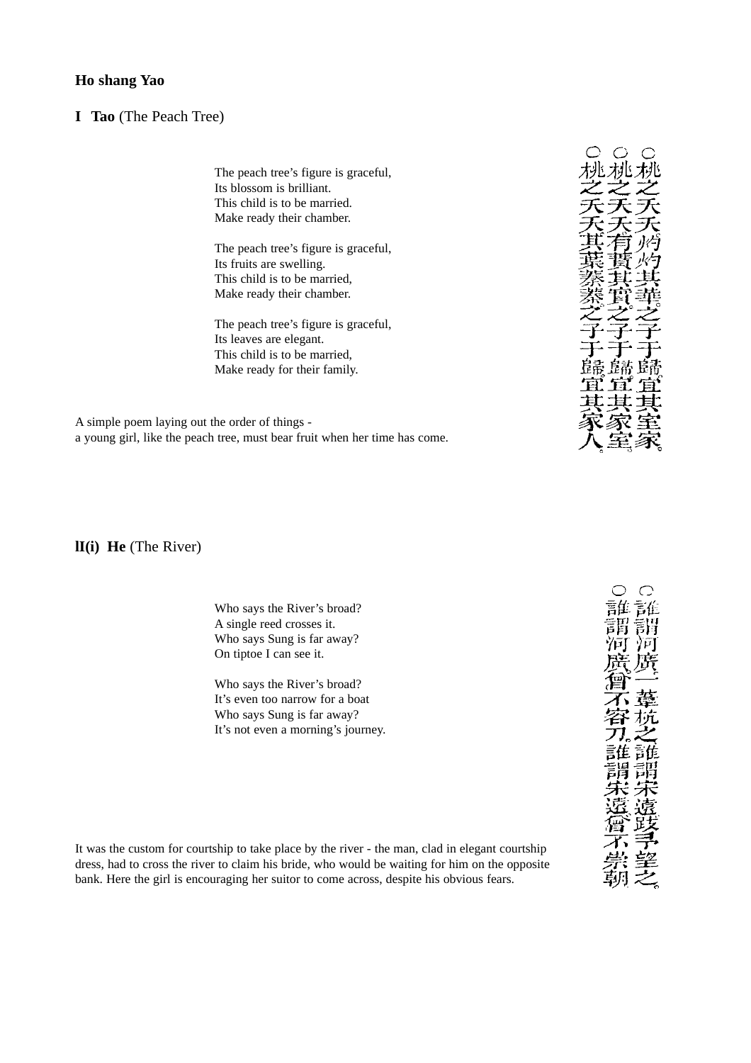**Ho shang Yao**

**I Tao** (The Peach Tree)

The peach tree's figure is graceful,
Its blossom is brilliant.
This child is to be married.
Make ready their chamber.

The peach tree's figure is graceful,
Its fruits are swelling.
This child is to be married,
Make ready their chamber.

The peach tree's figure is graceful,
Its leaves are elegant.
This child is to be married,
Make ready for their family.

○桃之夭夭灼灼其華。之子于歸宜其室家。
○桃之夭夭有蕡其實。之子于歸宜其家室。
○桃之夭夭其葉蓁蓁。之子于歸宜其家人。

A simple poem laying out the order of things -
a young girl, like the peach tree, must bear fruit when her time has come.

**II(i) He** (The River)

Who says the River's broad?
A single reed crosses it.
Who says Sung is far away?
On tiptoe I can see it.

Who says the River's broad?
It's even too narrow for a boat
Who says Sung is far away?
It's not even a morning's journey.

○誰謂河廣一葦杭之誰謂宋遠跂予望之。
○誰謂河廣曾不容刀。誰謂宋遠曾不崇朝

It was the custom for courtship to take place by the river - the man, clad in elegant courtship dress, had to cross the river to claim his bride, who would be waiting for him on the opposite bank. Here the girl is encouraging her suitor to come across, despite his obvious fears.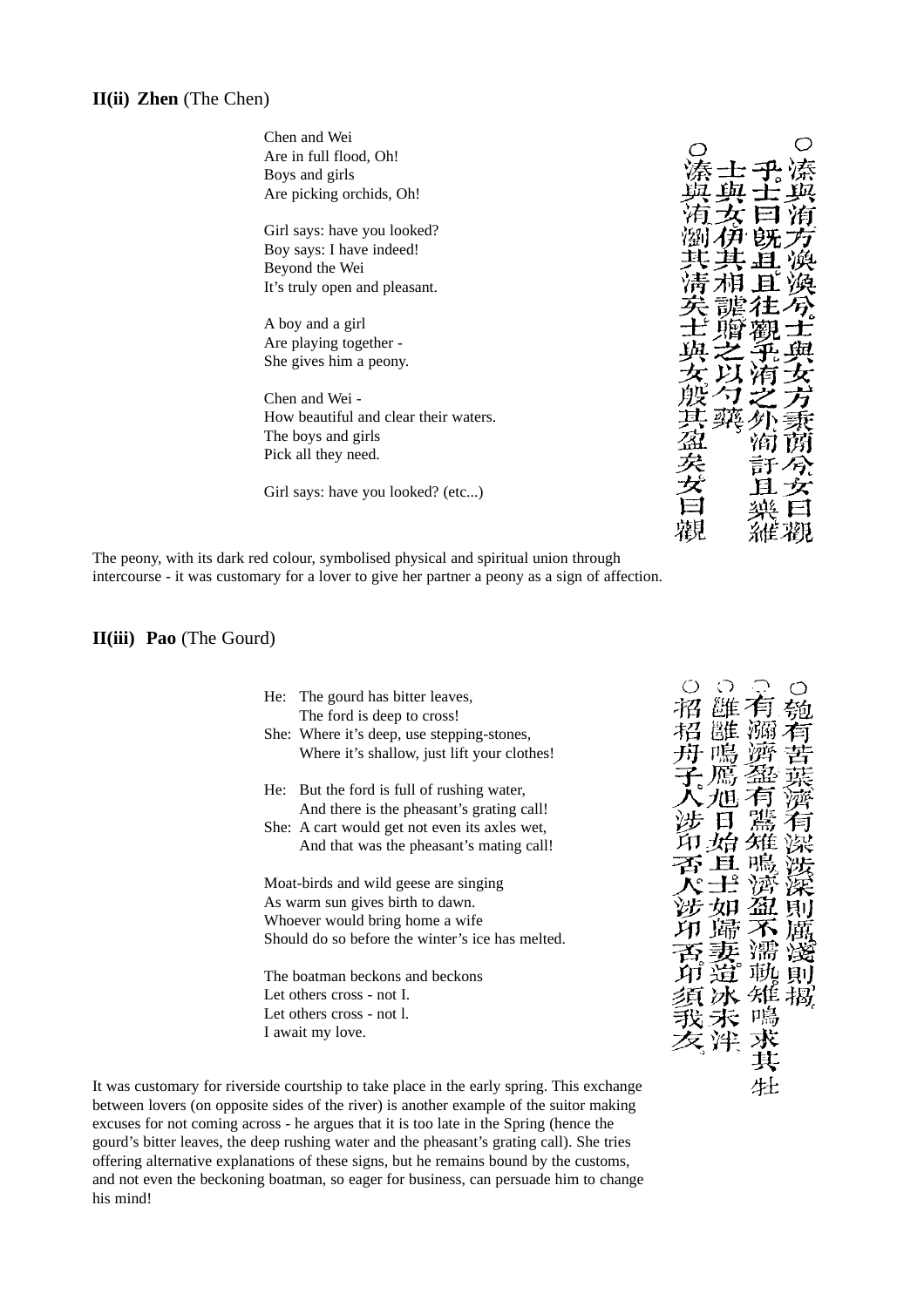### II(ii) **Zhen** (The Chen)

Chen and Wei
Are in full flood, Oh!
Boys and girls
Are picking orchids, Oh!

Girl says: have you looked?
Boy says: I have indeed!
Beyond the Wei
It's truly open and pleasant.

A boy and a girl
Are playing together -
She gives him a peony.

Chen and Wei -
How beautiful and clear their waters.
The boys and girls
Pick all they need.

Girl says: have you looked? (etc...)

○溱與洧方渙渙兮士與女方秉蕑兮女曰觀
乎士曰既且且往觀乎洧之外洵訏且樂維
士與女伊其相謔贈之以勺藥
○溱與洧瀏其清矣士與女殷其盈矣女曰觀

The peony, with its dark red colour, symbolised physical and spiritual union through intercourse - it was customary for a lover to give her partner a peony as a sign of affection.

### II(iii) **Pao** (The Gourd)

He: The gourd has bitter leaves,
The ford is deep to cross!
She: Where it's deep, use stepping-stones,
Where it's shallow, just lift your clothes!

He: But the ford is full of rushing water,
And there is the pheasant's grating call!
She: A cart would get not even its axles wet,
And that was the pheasant's mating call!

Moat-birds and wild geese are singing
As warm sun gives birth to dawn.
Whoever would bring home a wife
Should do so before the winter's ice has melted.

The boatman beckons and beckons
Let others cross - not I.
Let others cross - not I.
I await my love.

○匏有苦葉濟有深涉深則厲淺則揭
○有瀰濟盈有鷕雉鳴濟盈不濡軌雉鳴求其牡
○雝雝鳴鴈旭日始旦士如歸妻迨冰未泮
○招招舟子人涉卬否人涉卬否卬須我友

It was customary for riverside courtship to take place in the early spring. This exchange between lovers (on opposite sides of the river) is another example of the suitor making excuses for not coming across - he argues that it is too late in the Spring (hence the gourd's bitter leaves, the deep rushing water and the pheasant's grating call). She tries offering alternative explanations of these signs, but he remains bound by the customs, and not even the beckoning boatman, so eager for business, can persuade him to change his mind!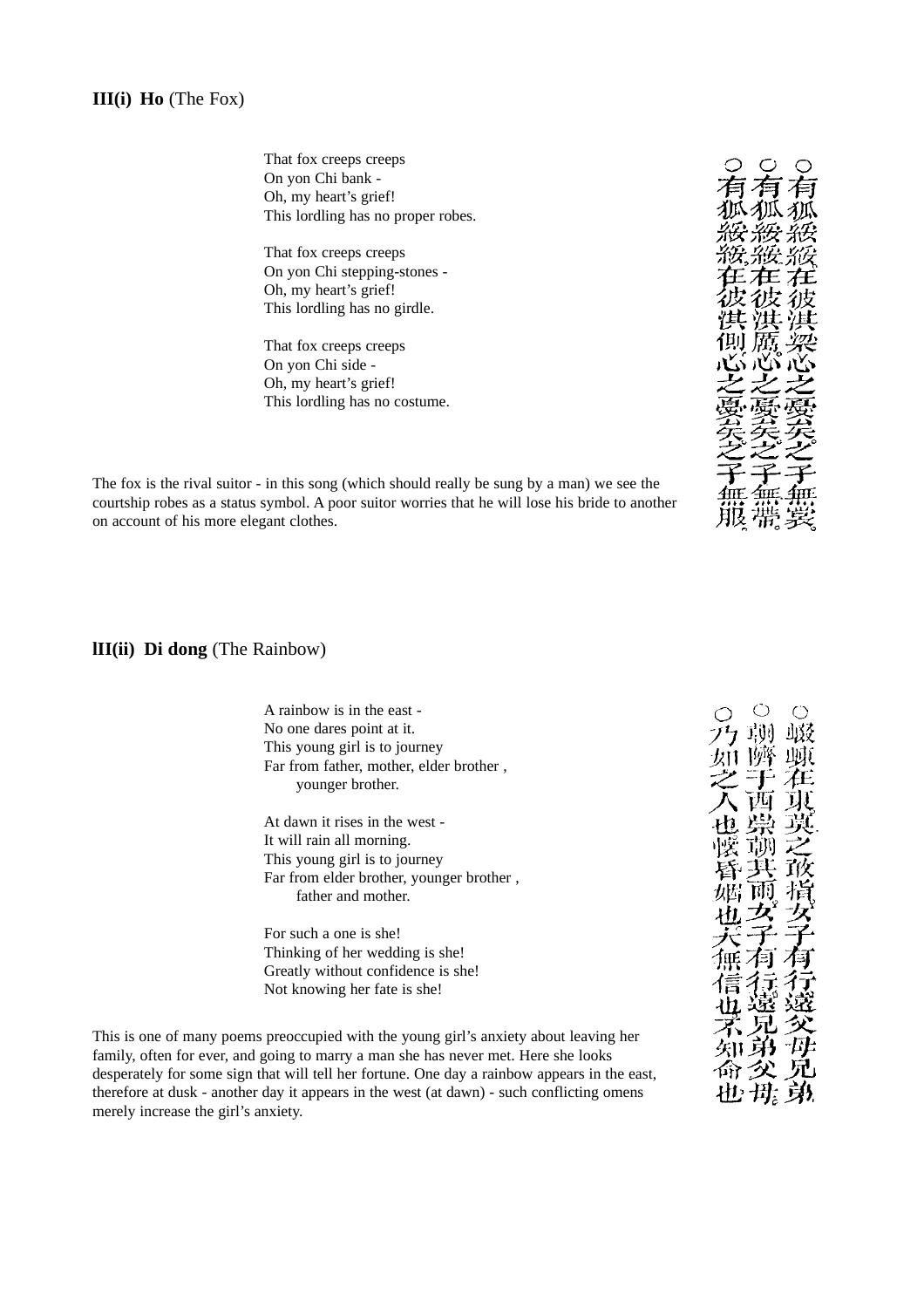### **III(i) Ho** (The Fox)

That fox creeps creeps
On yon Chi bank -
Oh, my heart's grief!
This lordling has no proper robes.

That fox creeps creeps
On yon Chi stepping-stones -
Oh, my heart's grief!
This lordling has no girdle.

That fox creeps creeps
On yon Chi side -
Oh, my heart's grief!
This lordling has no costume.

○有狐綏綏在彼淇梁心之憂矣之子無裳
○有狐綏綏在彼淇厲心之憂矣之子無帶
○有狐綏綏在彼淇側心之憂矣之子無服

The fox is the rival suitor - in this song (which should really be sung by a man) we see the courtship robes as a status symbol. A poor suitor worries that he will lose his bride to another on account of his more elegant clothes.

### **lII(ii) Di dong** (The Rainbow)

A rainbow is in the east -
No one dares point at it.
This young girl is to journey
Far from father, mother, elder brother ,
younger brother.

At dawn it rises in the west -
It will rain all morning.
This young girl is to journey
Far from elder brother, younger brother ,
father and mother.

For such a one is she!
Thinking of her wedding is she!
Greatly without confidence is she!
Not knowing her fate is she!

○蝃蝀在東莫之敢指女子有行遠父母兄弟
○朝隮于西崇朝其雨女子有行遠兄弟父母
○乃如之人也懷昏姻也大無信也不知命也

This is one of many poems preoccupied with the young girl's anxiety about leaving her family, often for ever, and going to marry a man she has never met. Here she looks desperately for some sign that will tell her fortune. One day a rainbow appears in the east, therefore at dusk - another day it appears in the west (at dawn) - such conflicting omens merely increase the girl's anxiety.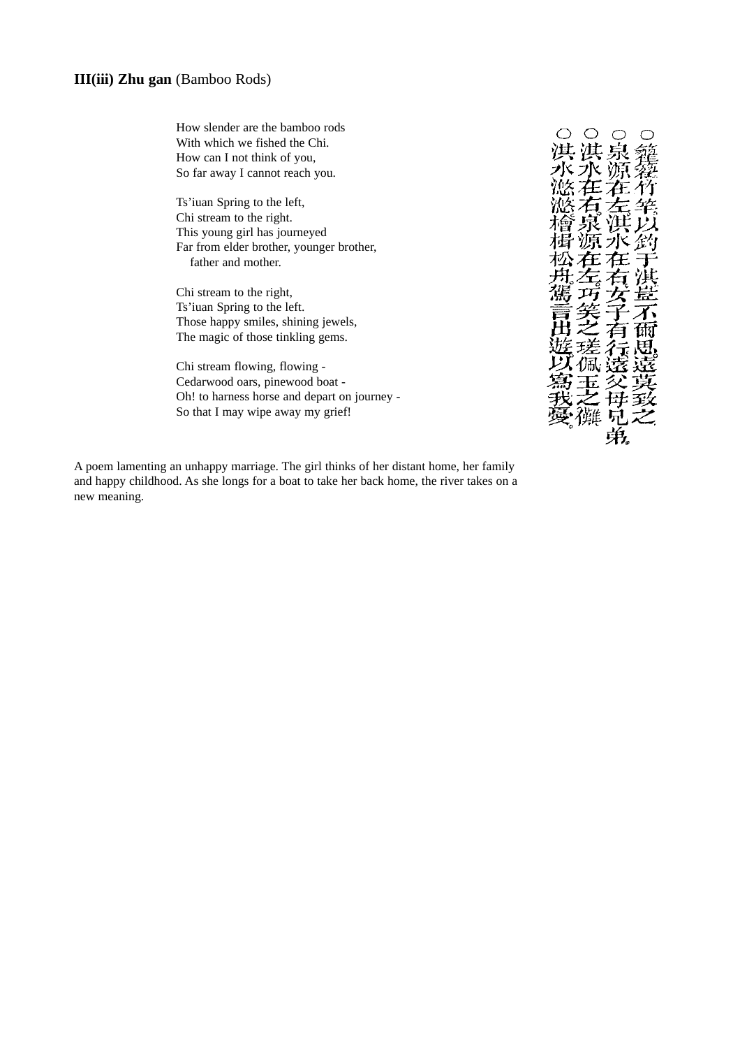**III(iii) Zhu gan** (Bamboo Rods)

How slender are the bamboo rods
With which we fished the Chi.
How can I not think of you,
So far away I cannot reach you.

Ts'iuan Spring to the left,
Chi stream to the right.
This young girl has journeyed
Far from elder brother, younger brother,
father and mother.

Chi stream to the right,
Ts'iuan Spring to the left.
Those happy smiles, shining jewels,
The magic of those tinkling gems.

Chi stream flowing, flowing -
Cedarwood oars, pinewood boat -
Oh! to harness horse and depart on journey -
So that I may wipe away my grief!

○籊籊竹竿。以釣于淇。豈不爾思。遠莫致之。
○泉源在左。淇水在右。女子有行。遠父母兄弟。
○淇水在右。泉源在左。巧笑之瑳。佩玉之儺。
○淇水滺滺。檜楫松舟。駕言出遊。以寫我憂。

A poem lamenting an unhappy marriage. The girl thinks of her distant home, her family and happy childhood. As she longs for a boat to take her back home, the river takes on a new meaning.